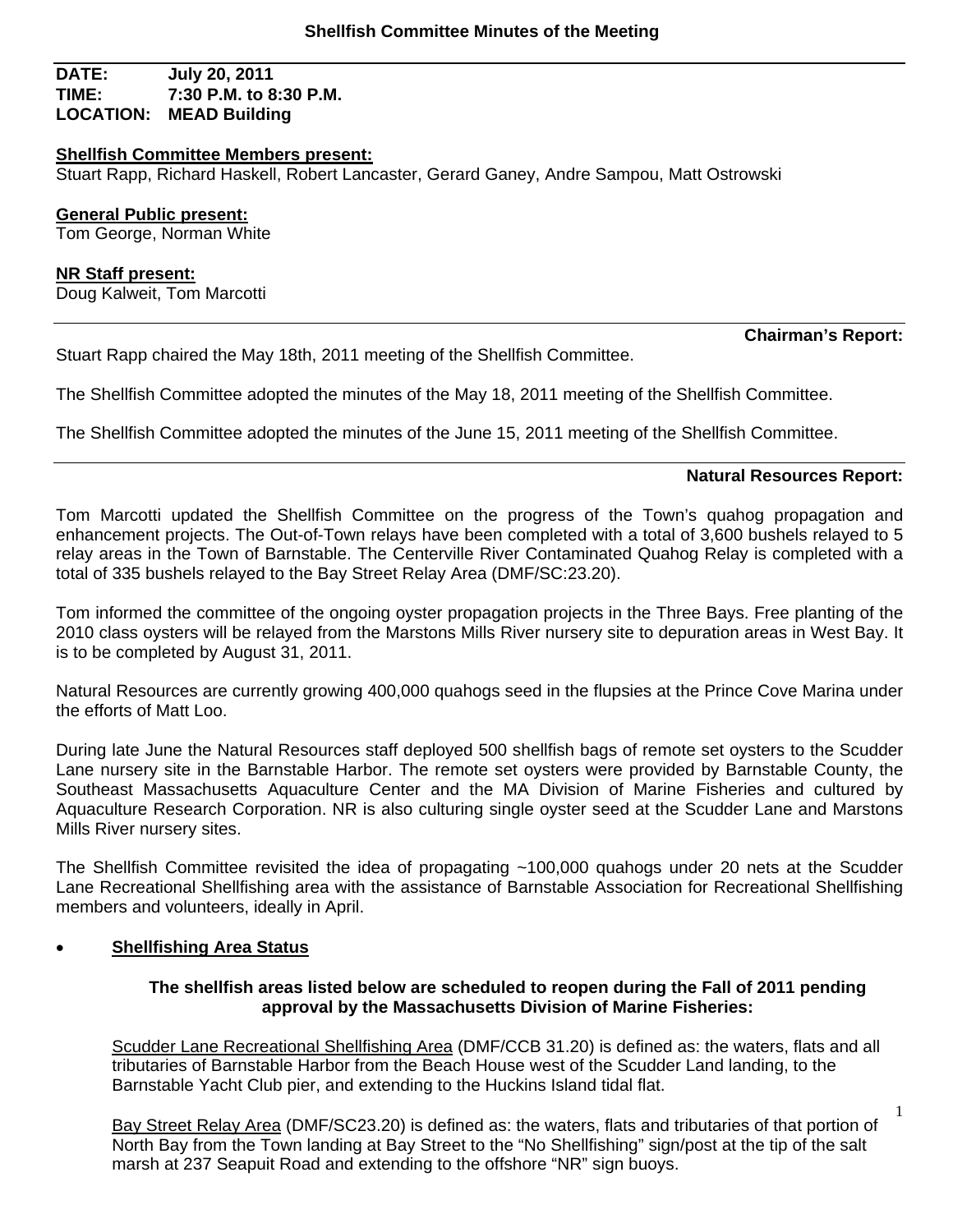# Shellfish Committee Minutes of the Meeting

**DATE:** **July 20, 2011**
**TIME:** **7:30 P.M. to 8:30 P.M.**
**LOCATION:** **MEAD Building**

**Shellfish Committee Members present:**
Stuart Rapp, Richard Haskell, Robert Lancaster, Gerard Ganey, Andre Sampou, Matt Ostrowski

**General Public present:**
Tom George, Norman White

**NR Staff present:**
Doug Kalweit, Tom Marcotti

## Chairman's Report:

Stuart Rapp chaired the May 18th, 2011 meeting of the Shellfish Committee.

The Shellfish Committee adopted the minutes of the May 18, 2011 meeting of the Shellfish Committee.

The Shellfish Committee adopted the minutes of the June 15, 2011 meeting of the Shellfish Committee.

## Natural Resources Report:

Tom Marcotti updated the Shellfish Committee on the progress of the Town's quahog propagation and enhancement projects. The Out-of-Town relays have been completed with a total of 3,600 bushels relayed to 5 relay areas in the Town of Barnstable. The Centerville River Contaminated Quahog Relay is completed with a total of 335 bushels relayed to the Bay Street Relay Area (DMF/SC:23.20).

Tom informed the committee of the ongoing oyster propagation projects in the Three Bays. Free planting of the 2010 class oysters will be relayed from the Marstons Mills River nursery site to depuration areas in West Bay. It is to be completed by August 31, 2011.

Natural Resources are currently growing 400,000 quahogs seed in the flupsies at the Prince Cove Marina under the efforts of Matt Loo.

During late June the Natural Resources staff deployed 500 shellfish bags of remote set oysters to the Scudder Lane nursery site in the Barnstable Harbor. The remote set oysters were provided by Barnstable County, the Southeast Massachusetts Aquaculture Center and the MA Division of Marine Fisheries and cultured by Aquaculture Research Corporation. NR is also culturing single oyster seed at the Scudder Lane and Marstons Mills River nursery sites.

The Shellfish Committee revisited the idea of propagating ~100,000 quahogs under 20 nets at the Scudder Lane Recreational Shellfishing area with the assistance of Barnstable Association for Recreational Shellfishing members and volunteers, ideally in April.

- **Shellfishing Area Status**

**The shellfish areas listed below are scheduled to reopen during the Fall of 2011 pending approval by the Massachusetts Division of Marine Fisheries:**

Scudder Lane Recreational Shellfishing Area (DMF/CCB 31.20) is defined as: the waters, flats and all tributaries of Barnstable Harbor from the Beach House west of the Scudder Land landing, to the Barnstable Yacht Club pier, and extending to the Huckins Island tidal flat.

Bay Street Relay Area (DMF/SC23.20) is defined as: the waters, flats and tributaries of that portion of North Bay from the Town landing at Bay Street to the "No Shellfishing" sign/post at the tip of the salt marsh at 237 Seapuit Road and extending to the offshore "NR" sign buoys.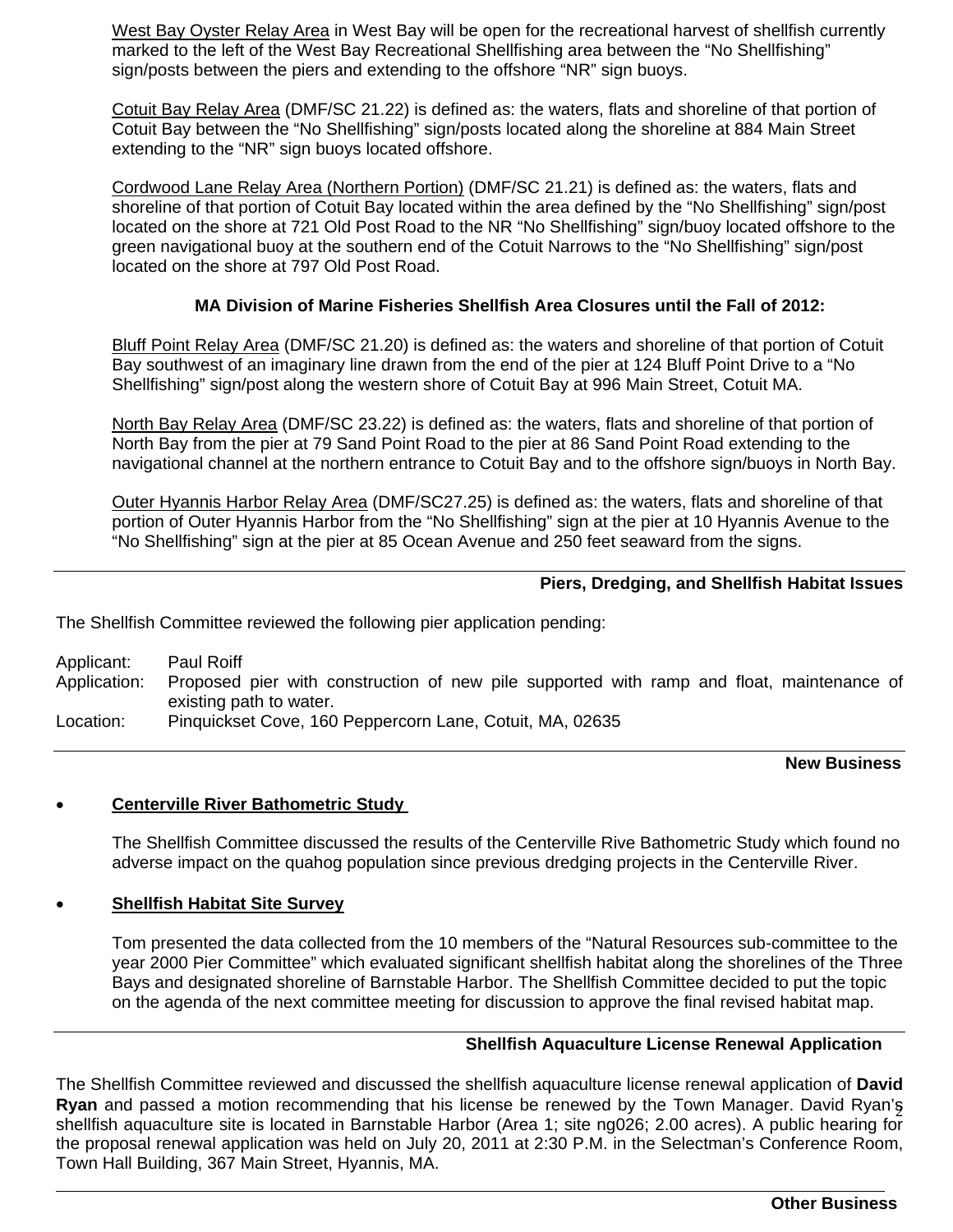West Bay Oyster Relay Area in West Bay will be open for the recreational harvest of shellfish currently marked to the left of the West Bay Recreational Shellfishing area between the "No Shellfishing" sign/posts between the piers and extending to the offshore "NR" sign buoys.

Cotuit Bay Relay Area (DMF/SC 21.22) is defined as: the waters, flats and shoreline of that portion of Cotuit Bay between the "No Shellfishing" sign/posts located along the shoreline at 884 Main Street extending to the "NR" sign buoys located offshore.

Cordwood Lane Relay Area (Northern Portion) (DMF/SC 21.21) is defined as: the waters, flats and shoreline of that portion of Cotuit Bay located within the area defined by the "No Shellfishing" sign/post located on the shore at 721 Old Post Road to the NR "No Shellfishing" sign/buoy located offshore to the green navigational buoy at the southern end of the Cotuit Narrows to the "No Shellfishing" sign/post located on the shore at 797 Old Post Road.

**MA Division of Marine Fisheries Shellfish Area Closures until the Fall of 2012:**

Bluff Point Relay Area (DMF/SC 21.20) is defined as: the waters and shoreline of that portion of Cotuit Bay southwest of an imaginary line drawn from the end of the pier at 124 Bluff Point Drive to a "No Shellfishing" sign/post along the western shore of Cotuit Bay at 996 Main Street, Cotuit MA.

North Bay Relay Area (DMF/SC 23.22) is defined as: the waters, flats and shoreline of that portion of North Bay from the pier at 79 Sand Point Road to the pier at 86 Sand Point Road extending to the navigational channel at the northern entrance to Cotuit Bay and to the offshore sign/buoys in North Bay.

Outer Hyannis Harbor Relay Area (DMF/SC27.25) is defined as: the waters, flats and shoreline of that portion of Outer Hyannis Harbor from the "No Shellfishing" sign at the pier at 10 Hyannis Avenue to the "No Shellfishing" sign at the pier at 85 Ocean Avenue and 250 feet seaward from the signs.

---

## Piers, Dredging, and Shellfish Habitat Issues

The Shellfish Committee reviewed the following pier application pending:

Applicant: Paul Roiff
Application: Proposed pier with construction of new pile supported with ramp and float, maintenance of existing path to water.
Location: Pinquickset Cove, 160 Peppercorn Lane, Cotuit, MA, 02635

---

## New Business

- **Centerville River Bathometric Study**

  The Shellfish Committee discussed the results of the Centerville Rive Bathometric Study which found no adverse impact on the quahog population since previous dredging projects in the Centerville River.

- **Shellfish Habitat Site Survey**

  Tom presented the data collected from the 10 members of the "Natural Resources sub-committee to the year 2000 Pier Committee" which evaluated significant shellfish habitat along the shorelines of the Three Bays and designated shoreline of Barnstable Harbor. The Shellfish Committee decided to put the topic on the agenda of the next committee meeting for discussion to approve the final revised habitat map.

---

## Shellfish Aquaculture License Renewal Application

The Shellfish Committee reviewed and discussed the shellfish aquaculture license renewal application of **David Ryan** and passed a motion recommending that his license be renewed by the Town Manager. David Ryan's shellfish aquaculture site is located in Barnstable Harbor (Area 1; site ng026; 2.00 acres). A public hearing for the proposal renewal application was held on July 20, 2011 at 2:30 P.M. in the Selectman's Conference Room, Town Hall Building, 367 Main Street, Hyannis, MA.

---

## Other Business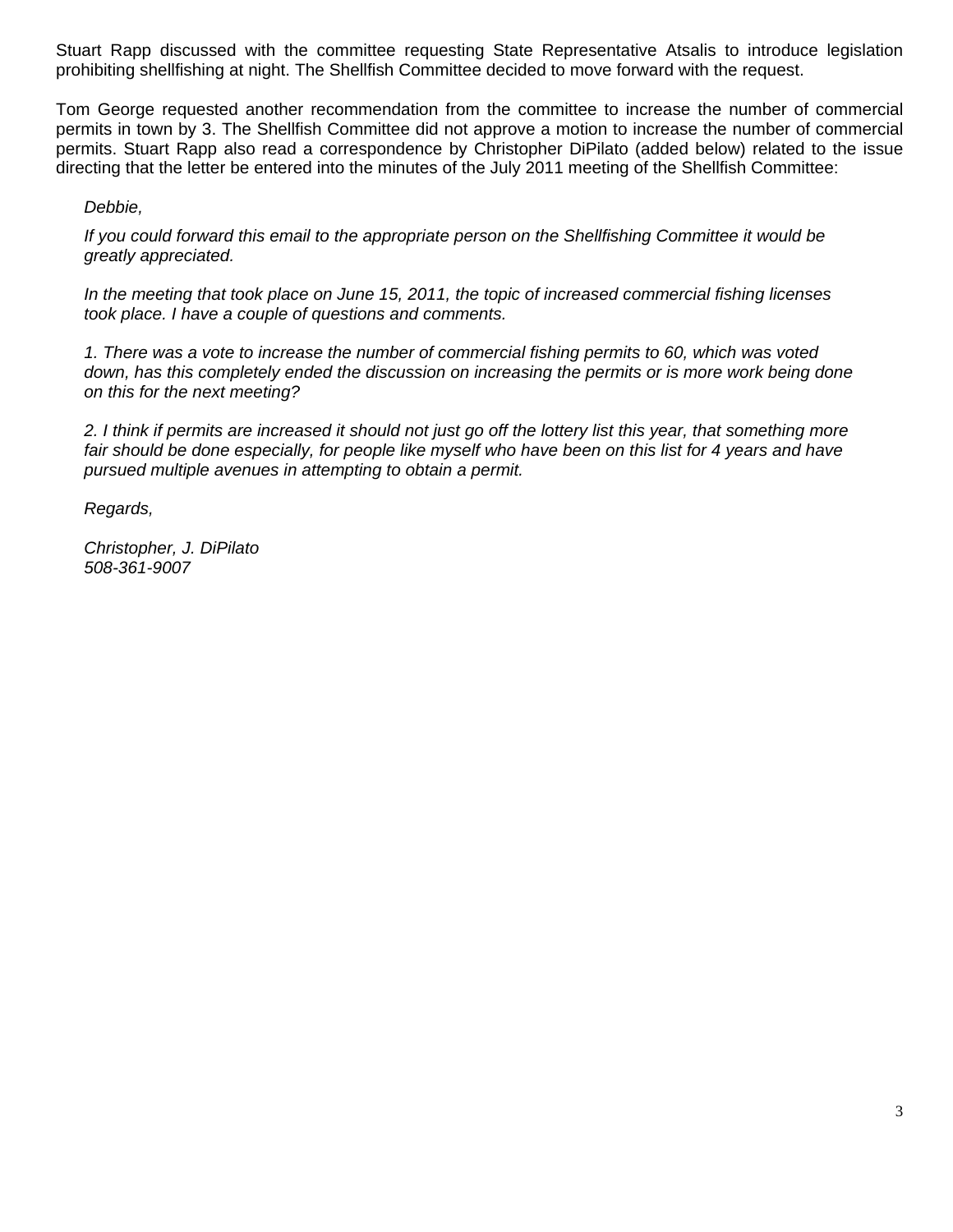Stuart Rapp discussed with the committee requesting State Representative Atsalis to introduce legislation prohibiting shellfishing at night. The Shellfish Committee decided to move forward with the request.

Tom George requested another recommendation from the committee to increase the number of commercial permits in town by 3. The Shellfish Committee did not approve a motion to increase the number of commercial permits. Stuart Rapp also read a correspondence by Christopher DiPilato (added below) related to the issue directing that the letter be entered into the minutes of the July 2011 meeting of the Shellfish Committee:

> *Debbie,*
>
> *If you could forward this email to the appropriate person on the Shellfishing Committee it would be greatly appreciated.*
>
> *In the meeting that took place on June 15, 2011, the topic of increased commercial fishing licenses took place. I have a couple of questions and comments.*
>
> *1. There was a vote to increase the number of commercial fishing permits to 60, which was voted down, has this completely ended the discussion on increasing the permits or is more work being done on this for the next meeting?*
>
> *2. I think if permits are increased it should not just go off the lottery list this year, that something more fair should be done especially, for people like myself who have been on this list for 4 years and have pursued multiple avenues in attempting to obtain a permit.*
>
> *Regards,*
>
> *Christopher, J. DiPilato*
> *508-361-9007*